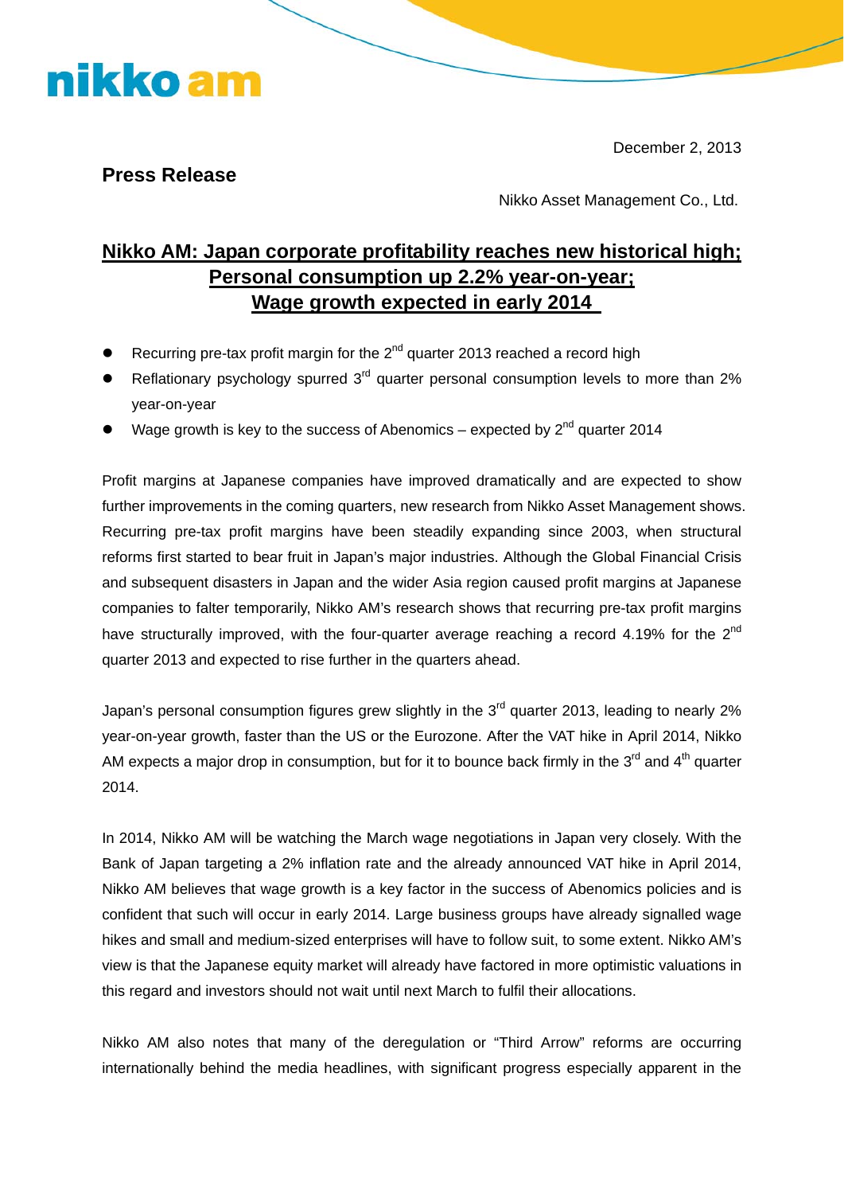nikko am

December 2, 2013

**Press Release**

Nikko Asset Management Co., Ltd.

# Nikko AM: Japan corporate profitability reaches new historical high; Personal consumption up 2.2% year-on-year; Wage growth expected in early 2014

- Recurring pre-tax profit margin for the 2nd quarter 2013 reached a record high
- Reflationary psychology spurred 3rd quarter personal consumption levels to more than 2% year-on-year
- Wage growth is key to the success of Abenomics – expected by 2nd quarter 2014

Profit margins at Japanese companies have improved dramatically and are expected to show further improvements in the coming quarters, new research from Nikko Asset Management shows. Recurring pre-tax profit margins have been steadily expanding since 2003, when structural reforms first started to bear fruit in Japan's major industries. Although the Global Financial Crisis and subsequent disasters in Japan and the wider Asia region caused profit margins at Japanese companies to falter temporarily, Nikko AM's research shows that recurring pre-tax profit margins have structurally improved, with the four-quarter average reaching a record 4.19% for the 2nd quarter 2013 and expected to rise further in the quarters ahead.

Japan's personal consumption figures grew slightly in the 3rd quarter 2013, leading to nearly 2% year-on-year growth, faster than the US or the Eurozone. After the VAT hike in April 2014, Nikko AM expects a major drop in consumption, but for it to bounce back firmly in the 3rd and 4th quarter 2014.

In 2014, Nikko AM will be watching the March wage negotiations in Japan very closely. With the Bank of Japan targeting a 2% inflation rate and the already announced VAT hike in April 2014, Nikko AM believes that wage growth is a key factor in the success of Abenomics policies and is confident that such will occur in early 2014. Large business groups have already signalled wage hikes and small and medium-sized enterprises will have to follow suit, to some extent. Nikko AM's view is that the Japanese equity market will already have factored in more optimistic valuations in this regard and investors should not wait until next March to fulfil their allocations.

Nikko AM also notes that many of the deregulation or "Third Arrow" reforms are occurring internationally behind the media headlines, with significant progress especially apparent in the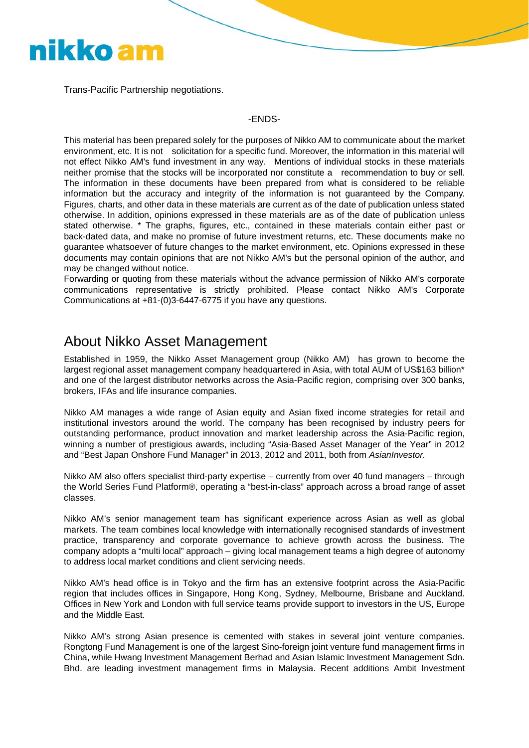Trans-Pacific Partnership negotiations.

-ENDS-

This material has been prepared solely for the purposes of Nikko AM to communicate about the market environment, etc. It is not solicitation for a specific fund. Moreover, the information in this material will not effect Nikko AM's fund investment in any way. Mentions of individual stocks in these materials neither promise that the stocks will be incorporated nor constitute a recommendation to buy or sell. The information in these documents have been prepared from what is considered to be reliable information but the accuracy and integrity of the information is not guaranteed by the Company. Figures, charts, and other data in these materials are current as of the date of publication unless stated otherwise. In addition, opinions expressed in these materials are as of the date of publication unless stated otherwise. * The graphs, figures, etc., contained in these materials contain either past or back-dated data, and make no promise of future investment returns, etc. These documents make no guarantee whatsoever of future changes to the market environment, etc. Opinions expressed in these documents may contain opinions that are not Nikko AM's but the personal opinion of the author, and may be changed without notice.
Forwarding or quoting from these materials without the advance permission of Nikko AM's corporate communications representative is strictly prohibited. Please contact Nikko AM's Corporate Communications at +81-(0)3-6447-6775 if you have any questions.

## About Nikko Asset Management

Established in 1959, the Nikko Asset Management group (Nikko AM) has grown to become the largest regional asset management company headquartered in Asia, with total AUM of US$163 billion* and one of the largest distributor networks across the Asia-Pacific region, comprising over 300 banks, brokers, IFAs and life insurance companies.

Nikko AM manages a wide range of Asian equity and Asian fixed income strategies for retail and institutional investors around the world. The company has been recognised by industry peers for outstanding performance, product innovation and market leadership across the Asia-Pacific region, winning a number of prestigious awards, including "Asia-Based Asset Manager of the Year" in 2012 and "Best Japan Onshore Fund Manager" in 2013, 2012 and 2011, both from *AsianInvestor.*

Nikko AM also offers specialist third-party expertise – currently from over 40 fund managers – through the World Series Fund Platform®, operating a "best-in-class" approach across a broad range of asset classes.

Nikko AM's senior management team has significant experience across Asian as well as global markets. The team combines local knowledge with internationally recognised standards of investment practice, transparency and corporate governance to achieve growth across the business. The company adopts a "multi local" approach – giving local management teams a high degree of autonomy to address local market conditions and client servicing needs.

Nikko AM's head office is in Tokyo and the firm has an extensive footprint across the Asia-Pacific region that includes offices in Singapore, Hong Kong, Sydney, Melbourne, Brisbane and Auckland. Offices in New York and London with full service teams provide support to investors in the US, Europe and the Middle East.

Nikko AM's strong Asian presence is cemented with stakes in several joint venture companies. Rongtong Fund Management is one of the largest Sino-foreign joint venture fund management firms in China, while Hwang Investment Management Berhad and Asian Islamic Investment Management Sdn. Bhd. are leading investment management firms in Malaysia. Recent additions Ambit Investment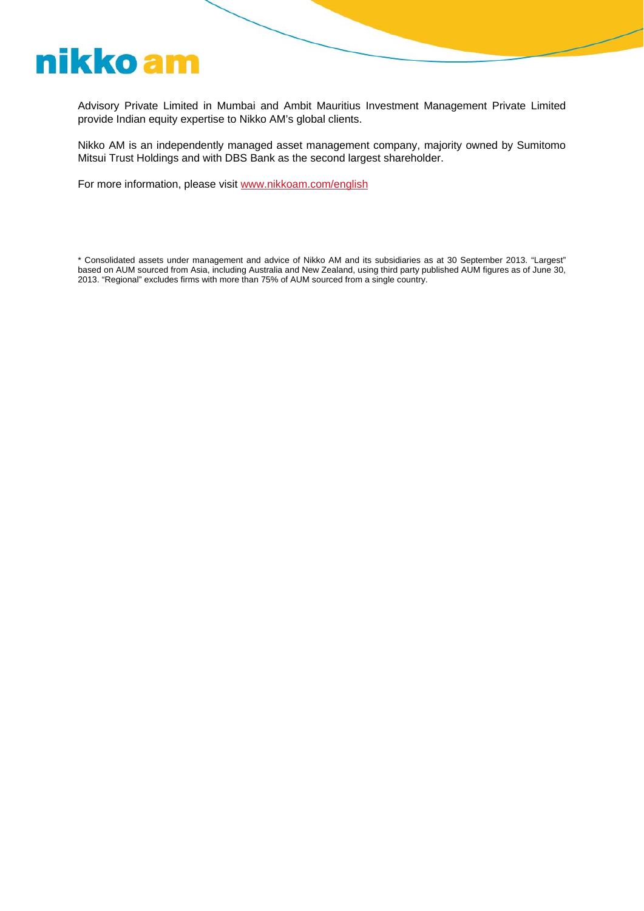Advisory Private Limited in Mumbai and Ambit Mauritius Investment Management Private Limited provide Indian equity expertise to Nikko AM's global clients.

Nikko AM is an independently managed asset management company, majority owned by Sumitomo Mitsui Trust Holdings and with DBS Bank as the second largest shareholder.

For more information, please visit [www.nikkoam.com/english](http://www.nikkoam.com/english)

* Consolidated assets under management and advice of Nikko AM and its subsidiaries as at 30 September 2013. "Largest" based on AUM sourced from Asia, including Australia and New Zealand, using third party published AUM figures as of June 30, 2013. "Regional" excludes firms with more than 75% of AUM sourced from a single country.